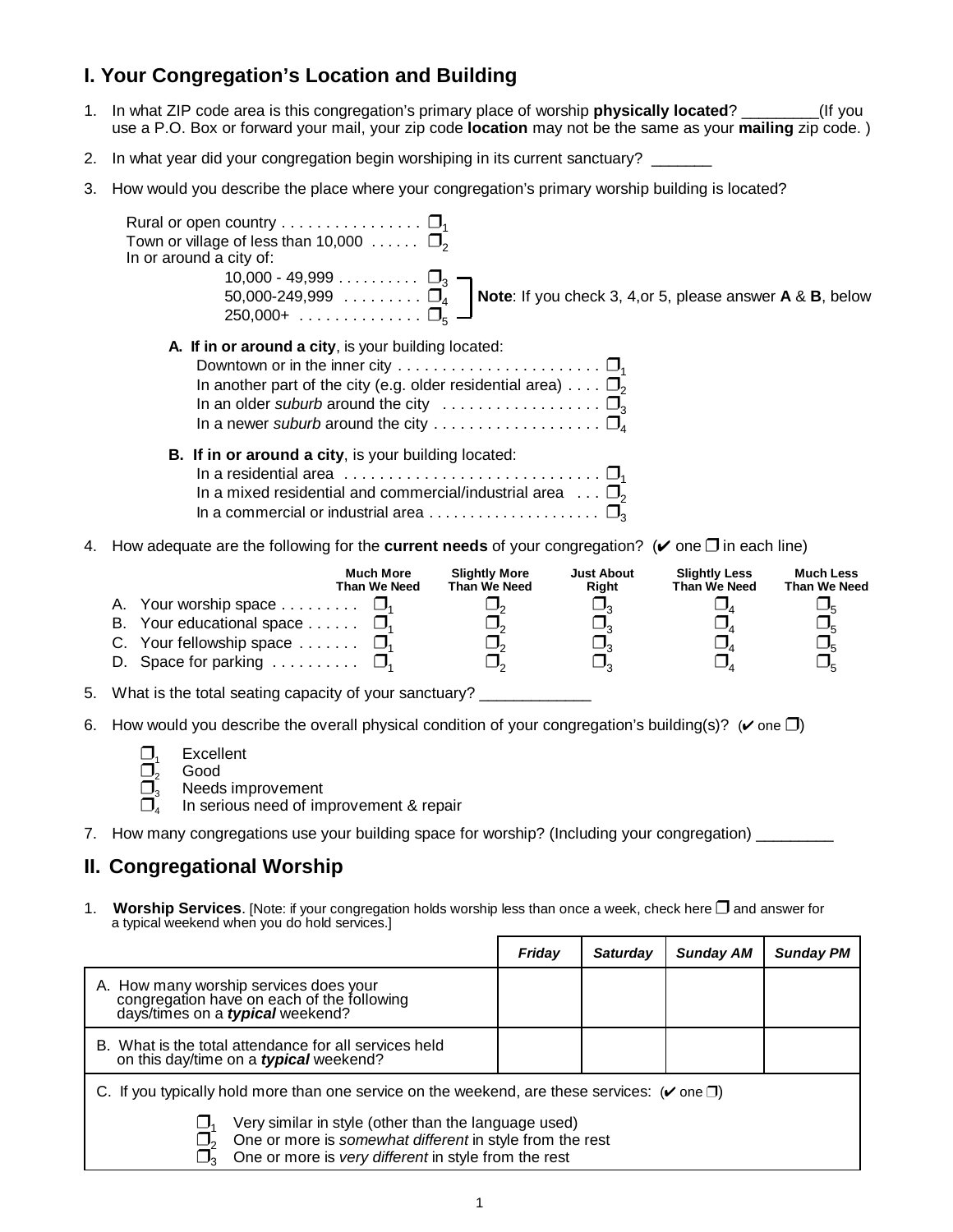## I. Your Congregation's Location and Building

1. In what ZIP code area is this congregation's primary place of worship **physically located**? _________(If you use a P.O. Box or forward your mail, your zip code **location** may not be the same as your **mailing** zip code. )

2. In what year did your congregation begin worshiping in its current sanctuary? _______

3. How would you describe the place where your congregation's primary worship building is located?

   Rural or open country . . . . . . . . . . . . . . . . ❒1
   Town or village of less than 10,000 . . . . . . ❒2
   In or around a city of:
   - 10,000 - 49,999 . . . . . . . . . . ❒3
   - 50,000-249,999 . . . . . . . . . ❒4
   - 250,000+ . . . . . . . . . . . . . . ❒5

   **Note**: If you check 3, 4,or 5, please answer **A** & **B**, below

   **A. If in or around a city**, is your building located:
   - Downtown or in the inner city . . . . . . . . . . . . . . . . . . . . . . . ❒1
   - In another part of the city (e.g. older residential area) . . . . ❒2
   - In an older *suburb* around the city . . . . . . . . . . . . . . . . . . ❒3
   - In a newer *suburb* around the city . . . . . . . . . . . . . . . . . . . ❒4

   **B. If in or around a city**, is your building located:
   - In a residential area . . . . . . . . . . . . . . . . . . . . . . . . . . . . . ❒1
   - In a mixed residential and commercial/industrial area . . . ❒2
   - In a commercial or industrial area . . . . . . . . . . . . . . . . . . . . ❒3

4. How adequate are the following for the **current needs** of your congregation? (✔ one ❒ in each line)

| | Much More Than We Need | Slightly More Than We Need | Just About Right | Slightly Less Than We Need | Much Less Than We Need |
|---|---|---|---|---|---|
| A. Your worship space . . . . . . . . . | ❒1 | ❒2 | ❒3 | ❒4 | ❒5 |
| B. Your educational space . . . . . . | ❒1 | ❒2 | ❒3 | ❒4 | ❒5 |
| C. Your fellowship space . . . . . . . | ❒1 | ❒2 | ❒3 | ❒4 | ❒5 |
| D. Space for parking . . . . . . . . . . | ❒1 | ❒2 | ❒3 | ❒4 | ❒5 |

5. What is the total seating capacity of your sanctuary? _____________

6. How would you describe the overall physical condition of your congregation's building(s)? (✔ one ❒)

   ❒1 Excellent
   ❒2 Good
   ❒3 Needs improvement
   ❒4 In serious need of improvement & repair

7. How many congregations use your building space for worship? (Including your congregation) _________

## II. Congregational Worship

1. **Worship Services**. [Note: if your congregation holds worship less than once a week, check here ❒ and answer for a typical weekend when you do hold services.]

| | *Friday* | *Saturday* | *Sunday AM* | *Sunday PM* |
|---|---|---|---|---|
| A. How many worship services does your congregation have on each of the following days/times on a ***typical*** weekend? | | | | |
| B. What is the total attendance for all services held on this day/time on a ***typical*** weekend? | | | | |

C. If you typically hold more than one service on the weekend, are these services: (✔ one ❒)

   ❒1 Very similar in style (other than the language used)
   ❒2 One or more is *somewhat different* in style from the rest
   ❒3 One or more is *very different* in style from the rest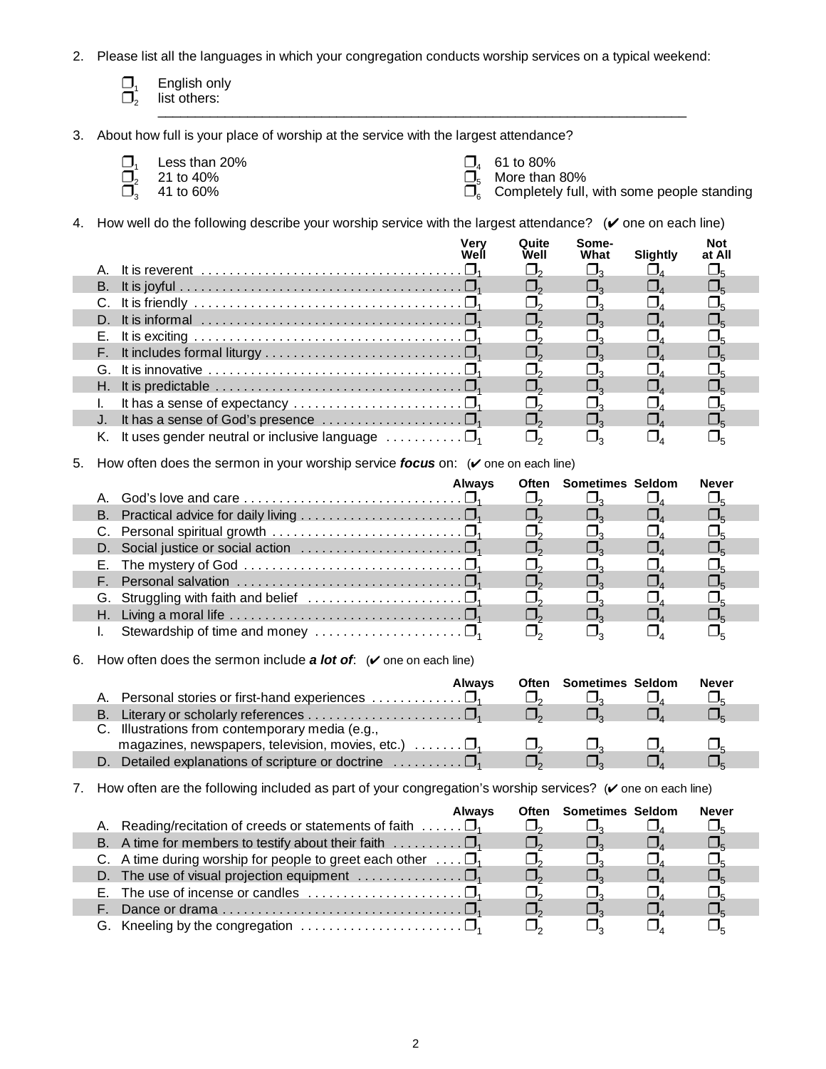2. Please list all the languages in which your congregation conducts worship services on a typical weekend:

   ❒ 1 English only
   ❒ 2 list others: ____________________________________________

3. About how full is your place of worship at the service with the largest attendance?

   ❒ 1 Less than 20%
   ❒ 2 21 to 40%
   ❒ 3 41 to 60%
   ❒ 4 61 to 80%
   ❒ 5 More than 80%
   ❒ 6 Completely full, with some people standing

4. How well do the following describe your worship service with the largest attendance? (✔ one on each line)

| | Very Well | Quite Well | Some-What | Slightly | Not at All |
|---|---|---|---|---|---|
| A. It is reverent | ❒ 1 | ❒ 2 | ❒ 3 | ❒ 4 | ❒ 5 |
| B. It is joyful | ❒ 1 | ❒ 2 | ❒ 3 | ❒ 4 | ❒ 5 |
| C. It is friendly | ❒ 1 | ❒ 2 | ❒ 3 | ❒ 4 | ❒ 5 |
| D. It is informal | ❒ 1 | ❒ 2 | ❒ 3 | ❒ 4 | ❒ 5 |
| E. It is exciting | ❒ 1 | ❒ 2 | ❒ 3 | ❒ 4 | ❒ 5 |
| F. It includes formal liturgy | ❒ 1 | ❒ 2 | ❒ 3 | ❒ 4 | ❒ 5 |
| G. It is innovative | ❒ 1 | ❒ 2 | ❒ 3 | ❒ 4 | ❒ 5 |
| H. It is predictable | ❒ 1 | ❒ 2 | ❒ 3 | ❒ 4 | ❒ 5 |
| I. It has a sense of expectancy | ❒ 1 | ❒ 2 | ❒ 3 | ❒ 4 | ❒ 5 |
| J. It has a sense of God's presence | ❒ 1 | ❒ 2 | ❒ 3 | ❒ 4 | ❒ 5 |
| K. It uses gender neutral or inclusive language | ❒ 1 | ❒ 2 | ❒ 3 | ❒ 4 | ❒ 5 |

5. How often does the sermon in your worship service ***focus*** on: (✔ one on each line)

| | Always | Often | Sometimes | Seldom | Never |
|---|---|---|---|---|---|
| A. God's love and care | ❒ 1 | ❒ 2 | ❒ 3 | ❒ 4 | ❒ 5 |
| B. Practical advice for daily living | ❒ 1 | ❒ 2 | ❒ 3 | ❒ 4 | ❒ 5 |
| C. Personal spiritual growth | ❒ 1 | ❒ 2 | ❒ 3 | ❒ 4 | ❒ 5 |
| D. Social justice or social action | ❒ 1 | ❒ 2 | ❒ 3 | ❒ 4 | ❒ 5 |
| E. The mystery of God | ❒ 1 | ❒ 2 | ❒ 3 | ❒ 4 | ❒ 5 |
| F. Personal salvation | ❒ 1 | ❒ 2 | ❒ 3 | ❒ 4 | ❒ 5 |
| G. Struggling with faith and belief | ❒ 1 | ❒ 2 | ❒ 3 | ❒ 4 | ❒ 5 |
| H. Living a moral life | ❒ 1 | ❒ 2 | ❒ 3 | ❒ 4 | ❒ 5 |
| I. Stewardship of time and money | ❒ 1 | ❒ 2 | ❒ 3 | ❒ 4 | ❒ 5 |

6. How often does the sermon include ***a lot of***: (✔ one on each line)

| | Always | Often | Sometimes | Seldom | Never |
|---|---|---|---|---|---|
| A. Personal stories or first-hand experiences | ❒ 1 | ❒ 2 | ❒ 3 | ❒ 4 | ❒ 5 |
| B. Literary or scholarly references | ❒ 1 | ❒ 2 | ❒ 3 | ❒ 4 | ❒ 5 |
| C. Illustrations from contemporary media (e.g., magazines, newspapers, television, movies, etc.) | ❒ 1 | ❒ 2 | ❒ 3 | ❒ 4 | ❒ 5 |
| D. Detailed explanations of scripture or doctrine | ❒ 1 | ❒ 2 | ❒ 3 | ❒ 4 | ❒ 5 |

7. How often are the following included as part of your congregation's worship services? (✔ one on each line)

| | Always | Often | Sometimes | Seldom | Never |
|---|---|---|---|---|---|
| A. Reading/recitation of creeds or statements of faith | ❒ 1 | ❒ 2 | ❒ 3 | ❒ 4 | ❒ 5 |
| B. A time for members to testify about their faith | ❒ 1 | ❒ 2 | ❒ 3 | ❒ 4 | ❒ 5 |
| C. A time during worship for people to greet each other | ❒ 1 | ❒ 2 | ❒ 3 | ❒ 4 | ❒ 5 |
| D. The use of visual projection equipment | ❒ 1 | ❒ 2 | ❒ 3 | ❒ 4 | ❒ 5 |
| E. The use of incense or candles | ❒ 1 | ❒ 2 | ❒ 3 | ❒ 4 | ❒ 5 |
| F. Dance or drama | ❒ 1 | ❒ 2 | ❒ 3 | ❒ 4 | ❒ 5 |
| G. Kneeling by the congregation | ❒ 1 | ❒ 2 | ❒ 3 | ❒ 4 | ❒ 5 |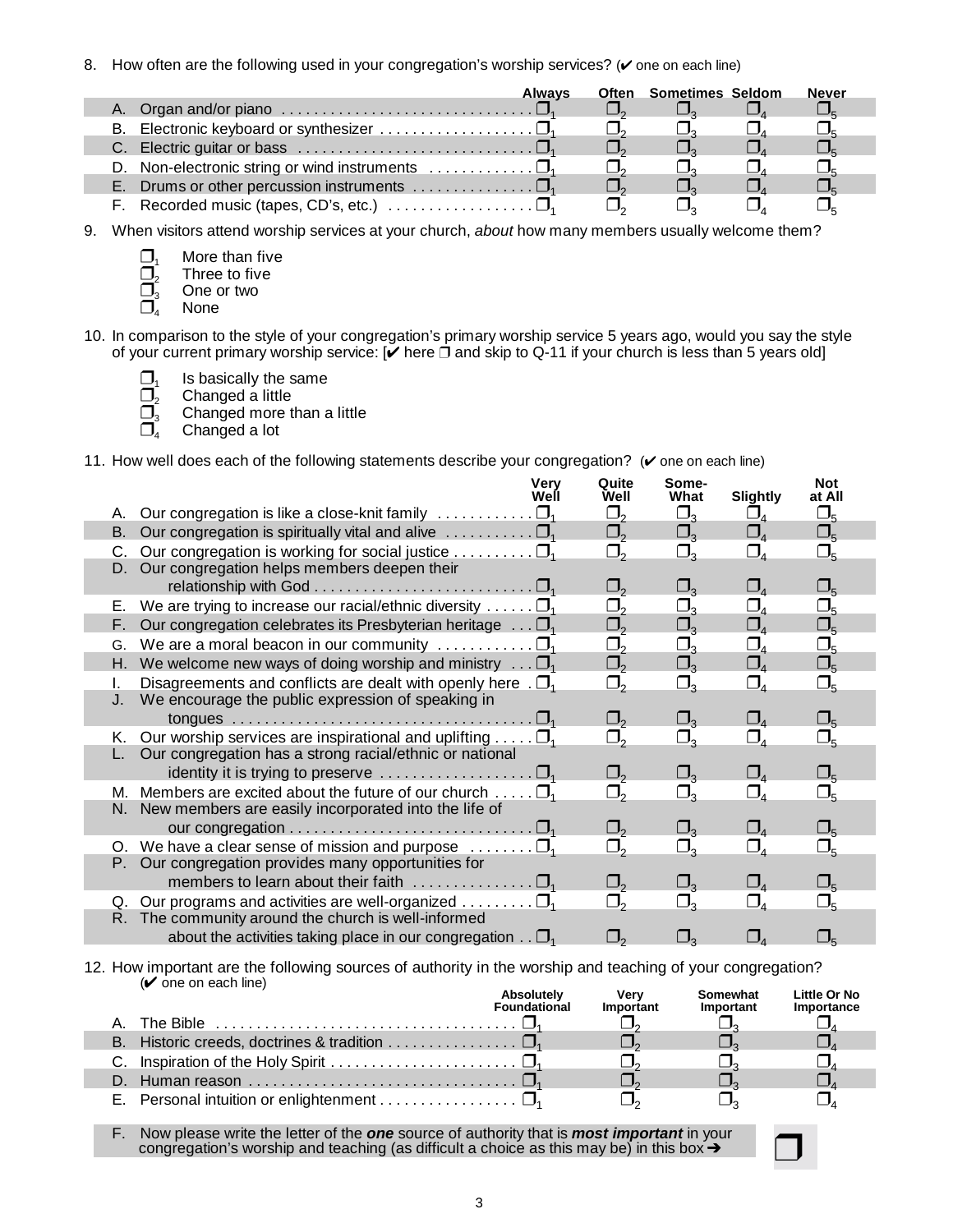8. How often are the following used in your congregation's worship services? (✔ one on each line)

| | Always | Often | Sometimes | Seldom | Never |
|---|---|---|---|---|---|
| A. Organ and/or piano | ❒1 | ❒2 | ❒3 | ❒4 | ❒5 |
| B. Electronic keyboard or synthesizer | ❒1 | ❒2 | ❒3 | ❒4 | ❒5 |
| C. Electric guitar or bass | ❒1 | ❒2 | ❒3 | ❒4 | ❒5 |
| D. Non-electronic string or wind instruments | ❒1 | ❒2 | ❒3 | ❒4 | ❒5 |
| E. Drums or other percussion instruments | ❒1 | ❒2 | ❒3 | ❒4 | ❒5 |
| F. Recorded music (tapes, CD's, etc.) | ❒1 | ❒2 | ❒3 | ❒4 | ❒5 |

9. When visitors attend worship services at your church, *about* how many members usually welcome them?

- ❒1 More than five
- ❒2 Three to five
- ❒3 One or two
- ❒4 None

10. In comparison to the style of your congregation's primary worship service 5 years ago, would you say the style of your current primary worship service: [✔ here ❒ and skip to Q-11 if your church is less than 5 years old]

- ❒1 Is basically the same
- ❒2 Changed a little
- ❒3 Changed more than a little
- ❒4 Changed a lot

11. How well does each of the following statements describe your congregation? (✔ one on each line)

| | Very Well | Quite Well | Some-What | Slightly | Not at All |
|---|---|---|---|---|---|
| A. Our congregation is like a close-knit family | ❒1 | ❒2 | ❒3 | ❒4 | ❒5 |
| B. Our congregation is spiritually vital and alive | ❒1 | ❒2 | ❒3 | ❒4 | ❒5 |
| C. Our congregation is working for social justice | ❒1 | ❒2 | ❒3 | ❒4 | ❒5 |
| D. Our congregation helps members deepen their relationship with God | ❒1 | ❒2 | ❒3 | ❒4 | ❒5 |
| E. We are trying to increase our racial/ethnic diversity | ❒1 | ❒2 | ❒3 | ❒4 | ❒5 |
| F. Our congregation celebrates its Presbyterian heritage | ❒1 | ❒2 | ❒3 | ❒4 | ❒5 |
| G. We are a moral beacon in our community | ❒1 | ❒2 | ❒3 | ❒4 | ❒5 |
| H. We welcome new ways of doing worship and ministry | ❒1 | ❒2 | ❒3 | ❒4 | ❒5 |
| I. Disagreements and conflicts are dealt with openly here | ❒1 | ❒2 | ❒3 | ❒4 | ❒5 |
| J. We encourage the public expression of speaking in tongues | ❒1 | ❒2 | ❒3 | ❒4 | ❒5 |
| K. Our worship services are inspirational and uplifting | ❒1 | ❒2 | ❒3 | ❒4 | ❒5 |
| L. Our congregation has a strong racial/ethnic or national identity it is trying to preserve | ❒1 | ❒2 | ❒3 | ❒4 | ❒5 |
| M. Members are excited about the future of our church | ❒1 | ❒2 | ❒3 | ❒4 | ❒5 |
| N. New members are easily incorporated into the life of our congregation | ❒1 | ❒2 | ❒3 | ❒4 | ❒5 |
| O. We have a clear sense of mission and purpose | ❒1 | ❒2 | ❒3 | ❒4 | ❒5 |
| P. Our congregation provides many opportunities for members to learn about their faith | ❒1 | ❒2 | ❒3 | ❒4 | ❒5 |
| Q. Our programs and activities are well-organized | ❒1 | ❒2 | ❒3 | ❒4 | ❒5 |
| R. The community around the church is well-informed about the activities taking place in our congregation | ❒1 | ❒2 | ❒3 | ❒4 | ❒5 |

12. How important are the following sources of authority in the worship and teaching of your congregation? (✔ one on each line)

| | Absolutely Foundational | Very Important | Somewhat Important | Little Or No Importance |
|---|---|---|---|---|
| A. The Bible | ❒1 | ❒2 | ❒3 | ❒4 |
| B. Historic creeds, doctrines & tradition | ❒1 | ❒2 | ❒3 | ❒4 |
| C. Inspiration of the Holy Spirit | ❒1 | ❒2 | ❒3 | ❒4 |
| D. Human reason | ❒1 | ❒2 | ❒3 | ❒4 |
| E. Personal intuition or enlightenment | ❒1 | ❒2 | ❒3 | ❒4 |

F. Now please write the letter of the ***one*** source of authority that is ***most important*** in your congregation's worship and teaching (as difficult a choice as this may be) in this box ➔ ❒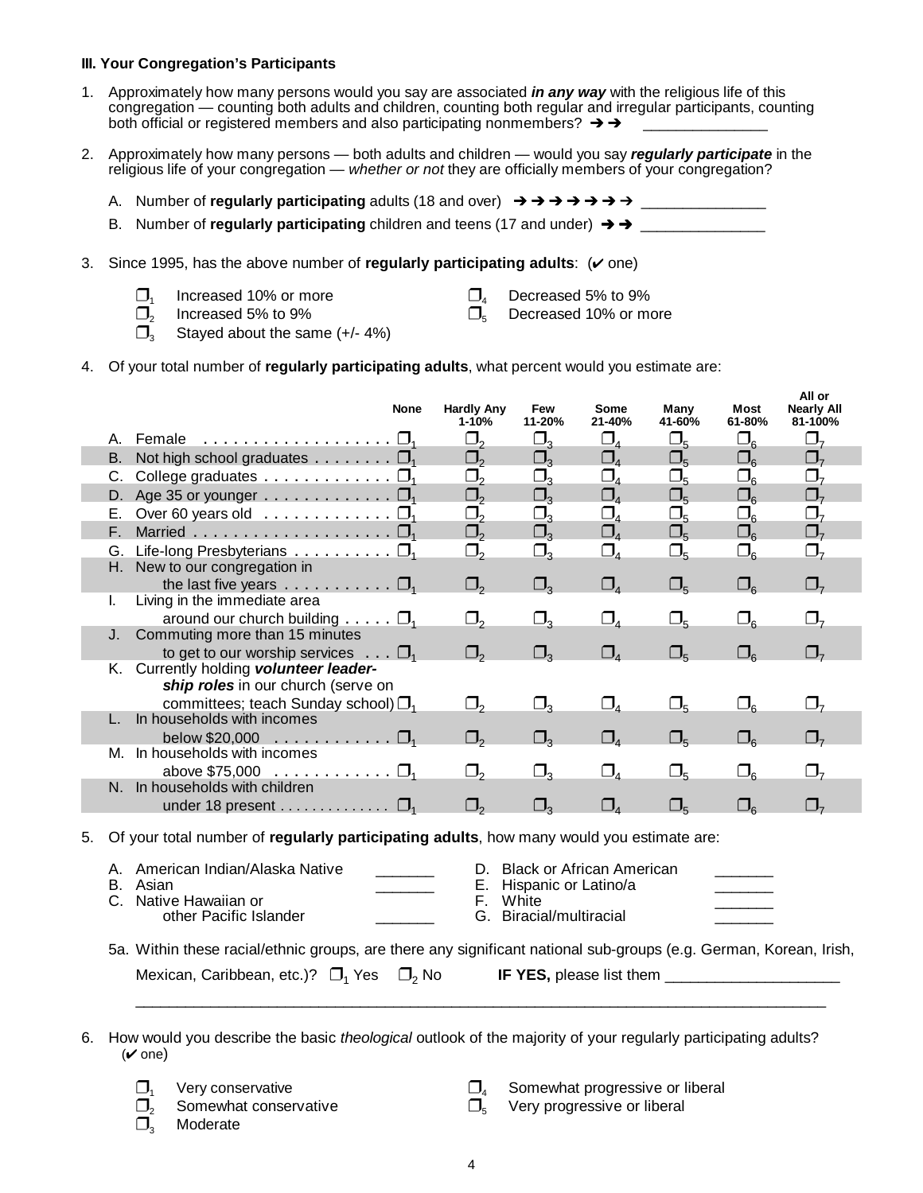### III. Your Congregation's Participants

1. Approximately how many persons would you say are associated ***in any way*** with the religious life of this congregation — counting both adults and children, counting both regular and irregular participants, counting both official or registered members and also participating nonmembers? ➔➔ _______________

2. Approximately how many persons — both adults and children — would you say ***regularly participate*** in the religious life of your congregation — *whether or not* they are officially members of your congregation?

   A. Number of **regularly participating** adults (18 and over) ➔➔➔➔➔➔➔ _______________

   B. Number of **regularly participating** children and teens (17 and under) ➔➔ _______________

3. Since 1995, has the above number of **regularly participating adults**: (✔ one)

   ❑1 Increased 10% or more
   ❑2 Increased 5% to 9%
   ❑3 Stayed about the same (+/- 4%)
   ❑4 Decreased 5% to 9%
   ❑5 Decreased 10% or more

4. Of your total number of **regularly participating adults**, what percent would you estimate are:

| | None | Hardly Any 1-10% | Few 11-20% | Some 21-40% | Many 41-60% | Most 61-80% | All or Nearly All 81-100% |
|---|---|---|---|---|---|---|---|
| A. Female | ❑1 | ❑2 | ❑3 | ❑4 | ❑5 | ❑6 | ❑7 |
| B. Not high school graduates | ❑1 | ❑2 | ❑3 | ❑4 | ❑5 | ❑6 | ❑7 |
| C. College graduates | ❑1 | ❑2 | ❑3 | ❑4 | ❑5 | ❑6 | ❑7 |
| D. Age 35 or younger | ❑1 | ❑2 | ❑3 | ❑4 | ❑5 | ❑6 | ❑7 |
| E. Over 60 years old | ❑1 | ❑2 | ❑3 | ❑4 | ❑5 | ❑6 | ❑7 |
| F. Married | ❑1 | ❑2 | ❑3 | ❑4 | ❑5 | ❑6 | ❑7 |
| G. Life-long Presbyterians | ❑1 | ❑2 | ❑3 | ❑4 | ❑5 | ❑6 | ❑7 |
| H. New to our congregation in the last five years | ❑1 | ❑2 | ❑3 | ❑4 | ❑5 | ❑6 | ❑7 |
| I. Living in the immediate area around our church building | ❑1 | ❑2 | ❑3 | ❑4 | ❑5 | ❑6 | ❑7 |
| J. Commuting more than 15 minutes to get to our worship services | ❑1 | ❑2 | ❑3 | ❑4 | ❑5 | ❑6 | ❑7 |
| K. Currently holding ***volunteer leadership roles*** in our church (serve on committees; teach Sunday school) | ❑1 | ❑2 | ❑3 | ❑4 | ❑5 | ❑6 | ❑7 |
| L. In households with incomes below $20,000 | ❑1 | ❑2 | ❑3 | ❑4 | ❑5 | ❑6 | ❑7 |
| M. In households with incomes above $75,000 | ❑1 | ❑2 | ❑3 | ❑4 | ❑5 | ❑6 | ❑7 |
| N. In households with children under 18 present | ❑1 | ❑2 | ❑3 | ❑4 | ❑5 | ❑6 | ❑7 |

5. Of your total number of **regularly participating adults**, how many would you estimate are:

   A. American Indian/Alaska Native _______
   B. Asian _______
   C. Native Hawaiian or other Pacific Islander _______
   D. Black or African American _______
   E. Hispanic or Latino/a _______
   F. White _______
   G. Biracial/multiracial _______

   5a. Within these racial/ethnic groups, are there any significant national sub-groups (e.g. German, Korean, Irish, Mexican, Caribbean, etc.)? ❑1 Yes ❑2 No **IF YES,** please list them _____________________

   ________________________________________________________________________________________

6. How would you describe the basic *theological* outlook of the majority of your regularly participating adults? (✔ one)

   ❑1 Very conservative
   ❑2 Somewhat conservative
   ❑3 Moderate
   ❑4 Somewhat progressive or liberal
   ❑5 Very progressive or liberal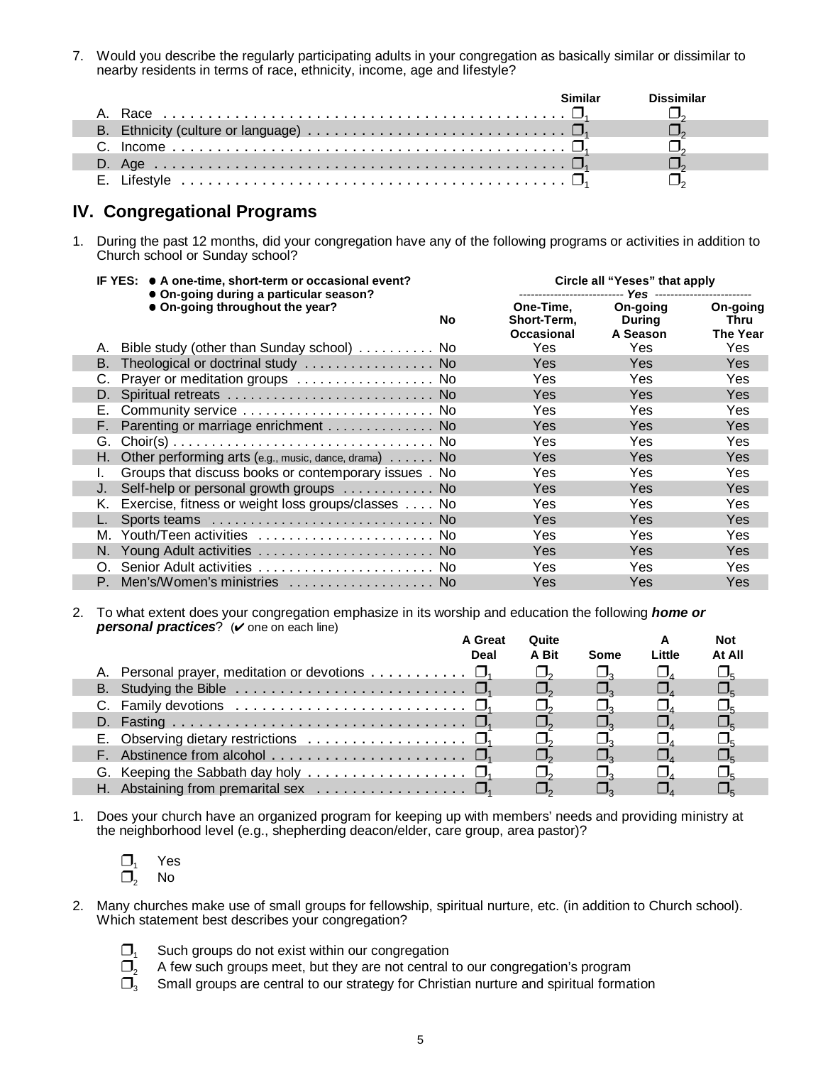7. Would you describe the regularly participating adults in your congregation as basically similar or dissimilar to nearby residents in terms of race, ethnicity, income, age and lifestyle?

| | Similar | Dissimilar |
|---|---|---|
| A. Race | ❒ 1 | ❒ 2 |
| B. Ethnicity (culture or language) | ❒ 1 | ❒ 2 |
| C. Income | ❒ 1 | ❒ 2 |
| D. Age | ❒ 1 | ❒ 2 |
| E. Lifestyle | ❒ 1 | ❒ 2 |

## IV. Congregational Programs

1. During the past 12 months, did your congregation have any of the following programs or activities in addition to Church school or Sunday school?

**IF YES:**
- **A one-time, short-term or occasional event?**
- **On-going during a particular season?**
- **On-going throughout the year?**

**Circle all "Yeses" that apply**

| | No | Yes: One-Time, Short-Term, Occasional | Yes: On-going During A Season | Yes: On-going Thru The Year |
|---|---|---|---|---|
| A. Bible study (other than Sunday school) | No | Yes | Yes | Yes |
| B. Theological or doctrinal study | No | Yes | Yes | Yes |
| C. Prayer or meditation groups | No | Yes | Yes | Yes |
| D. Spiritual retreats | No | Yes | Yes | Yes |
| E. Community service | No | Yes | Yes | Yes |
| F. Parenting or marriage enrichment | No | Yes | Yes | Yes |
| G. Choir(s) | No | Yes | Yes | Yes |
| H. Other performing arts (e.g., music, dance, drama) | No | Yes | Yes | Yes |
| I. Groups that discuss books or contemporary issues | No | Yes | Yes | Yes |
| J. Self-help or personal growth groups | No | Yes | Yes | Yes |
| K. Exercise, fitness or weight loss groups/classes | No | Yes | Yes | Yes |
| L. Sports teams | No | Yes | Yes | Yes |
| M. Youth/Teen activities | No | Yes | Yes | Yes |
| N. Young Adult activities | No | Yes | Yes | Yes |
| O. Senior Adult activities | No | Yes | Yes | Yes |
| P. Men's/Women's ministries | No | Yes | Yes | Yes |

2. To what extent does your congregation emphasize in its worship and education the following ***home or personal practices***? (✔ one on each line)

| | A Great Deal | Quite A Bit | Some | A Little | Not At All |
|---|---|---|---|---|---|
| A. Personal prayer, meditation or devotions | ❒ 1 | ❒ 2 | ❒ 3 | ❒ 4 | ❒ 5 |
| B. Studying the Bible | ❒ 1 | ❒ 2 | ❒ 3 | ❒ 4 | ❒ 5 |
| C. Family devotions | ❒ 1 | ❒ 2 | ❒ 3 | ❒ 4 | ❒ 5 |
| D. Fasting | ❒ 1 | ❒ 2 | ❒ 3 | ❒ 4 | ❒ 5 |
| E. Observing dietary restrictions | ❒ 1 | ❒ 2 | ❒ 3 | ❒ 4 | ❒ 5 |
| F. Abstinence from alcohol | ❒ 1 | ❒ 2 | ❒ 3 | ❒ 4 | ❒ 5 |
| G. Keeping the Sabbath day holy | ❒ 1 | ❒ 2 | ❒ 3 | ❒ 4 | ❒ 5 |
| H. Abstaining from premarital sex | ❒ 1 | ❒ 2 | ❒ 3 | ❒ 4 | ❒ 5 |

1. Does your church have an organized program for keeping up with members' needs and providing ministry at the neighborhood level (e.g., shepherding deacon/elder, care group, area pastor)?

   ❒ 1 Yes
   ❒ 2 No

2. Many churches make use of small groups for fellowship, spiritual nurture, etc. (in addition to Church school). Which statement best describes your congregation?

   ❒ 1 Such groups do not exist within our congregation
   ❒ 2 A few such groups meet, but they are not central to our congregation's program
   ❒ 3 Small groups are central to our strategy for Christian nurture and spiritual formation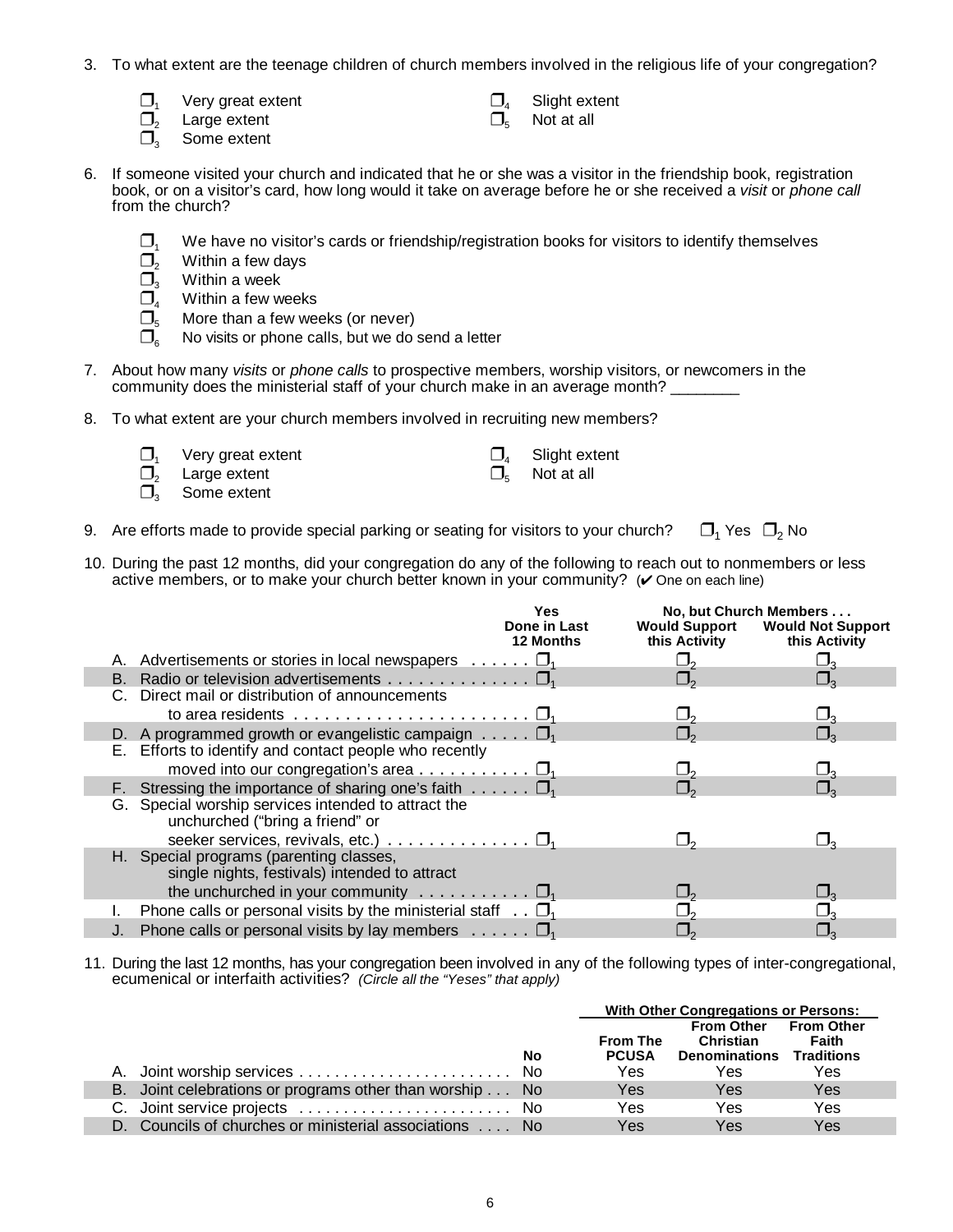3. To what extent are the teenage children of church members involved in the religious life of your congregation?

   - ❒1 Very great extent
   - ❒2 Large extent
   - ❒3 Some extent
   - ❒4 Slight extent
   - ❒5 Not at all

6. If someone visited your church and indicated that he or she was a visitor in the friendship book, registration book, or on a visitor's card, how long would it take on average before he or she received a *visit* or *phone call* from the church?

   - ❒1 We have no visitor's cards or friendship/registration books for visitors to identify themselves
   - ❒2 Within a few days
   - ❒3 Within a week
   - ❒4 Within a few weeks
   - ❒5 More than a few weeks (or never)
   - ❒6 No visits or phone calls, but we do send a letter

7. About how many *visits* or *phone calls* to prospective members, worship visitors, or newcomers in the community does the ministerial staff of your church make in an average month? ________

8. To what extent are your church members involved in recruiting new members?

   - ❒1 Very great extent
   - ❒2 Large extent
   - ❒3 Some extent
   - ❒4 Slight extent
   - ❒5 Not at all

9. Are efforts made to provide special parking or seating for visitors to your church? ❒1 Yes ❒2 No

10. During the past 12 months, did your congregation do any of the following to reach out to nonmembers or less active members, or to make your church better known in your community? (✔ One on each line)

| | Yes | No, but Church Members . . . | |
|---|---|---|---|
| | Done in Last 12 Months | Would Support this Activity | Would Not Support this Activity |
| A. Advertisements or stories in local newspapers | ❒1 | ❒2 | ❒3 |
| B. Radio or television advertisements | ❒1 | ❒2 | ❒3 |
| C. Direct mail or distribution of announcements to area residents | ❒1 | ❒2 | ❒3 |
| D. A programmed growth or evangelistic campaign | ❒1 | ❒2 | ❒3 |
| E. Efforts to identify and contact people who recently moved into our congregation's area | ❒1 | ❒2 | ❒3 |
| F. Stressing the importance of sharing one's faith | ❒1 | ❒2 | ❒3 |
| G. Special worship services intended to attract the unchurched ("bring a friend" or seeker services, revivals, etc.) | ❒1 | ❒2 | ❒3 |
| H. Special programs (parenting classes, single nights, festivals) intended to attract the unchurched in your community | ❒1 | ❒2 | ❒3 |
| I. Phone calls or personal visits by the ministerial staff | ❒1 | ❒2 | ❒3 |
| J. Phone calls or personal visits by lay members | ❒1 | ❒2 | ❒3 |

11. During the last 12 months, has your congregation been involved in any of the following types of inter-congregational, ecumenical or interfaith activities? *(Circle all the "Yeses" that apply)*

| | | With Other Congregations or Persons: | | |
|---|---|---|---|---|
| | No | From The PCUSA | From Other Christian Denominations | From Other Faith Traditions |
| A. Joint worship services | No | Yes | Yes | Yes |
| B. Joint celebrations or programs other than worship | No | Yes | Yes | Yes |
| C. Joint service projects | No | Yes | Yes | Yes |
| D. Councils of churches or ministerial associations | No | Yes | Yes | Yes |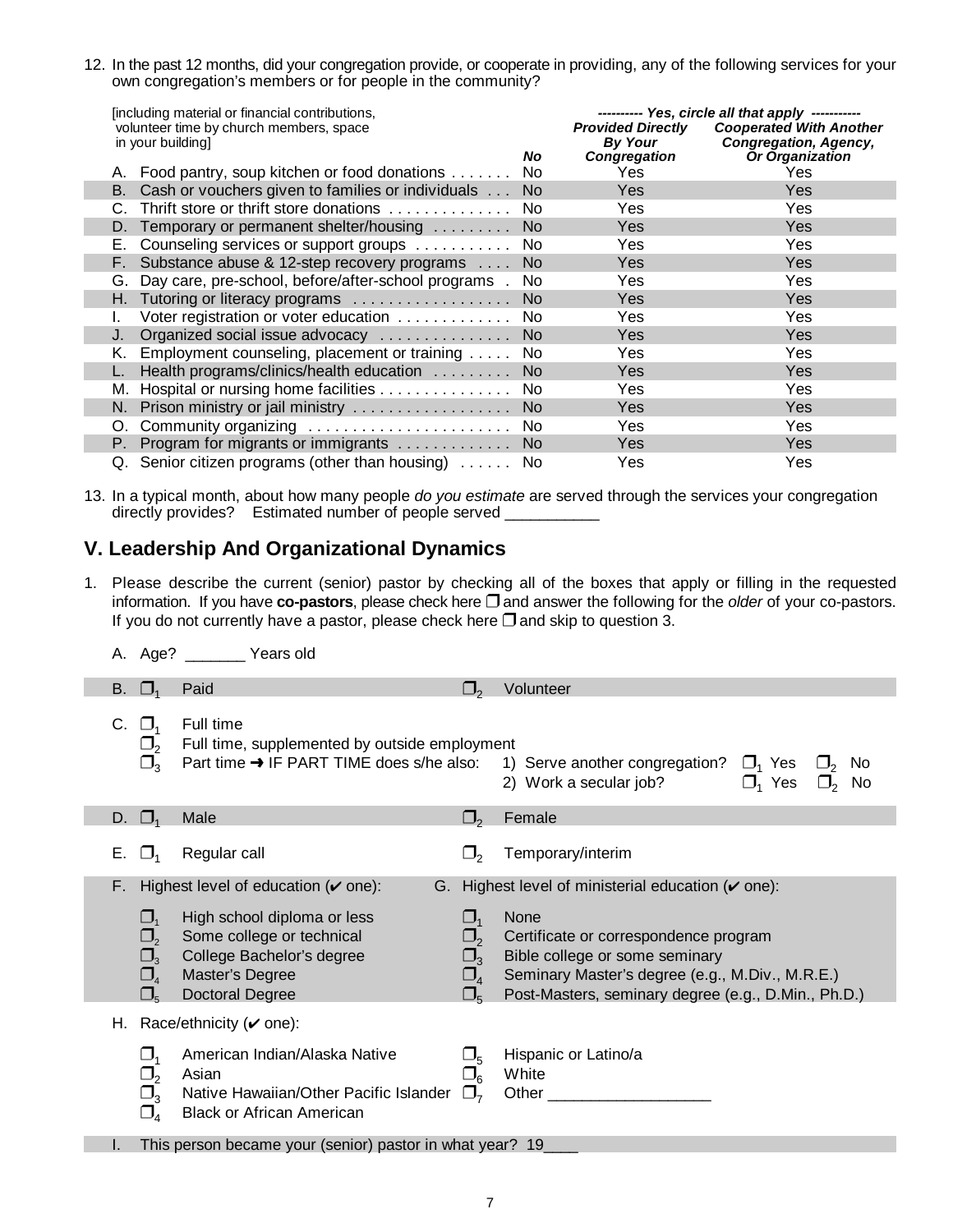12. In the past 12 months, did your congregation provide, or cooperate in providing, any of the following services for your own congregation's members or for people in the community?

| [including material or financial contributions, volunteer time by church members, space in your building] | No | ---------- *Yes, circle all that apply* ---------- *Provided Directly By Your Congregation* | *Cooperated With Another Congregation, Agency, Or Organization* |
|---|---|---|---|
| A. Food pantry, soup kitchen or food donations | No | Yes | Yes |
| B. Cash or vouchers given to families or individuals | No | Yes | Yes |
| C. Thrift store or thrift store donations | No | Yes | Yes |
| D. Temporary or permanent shelter/housing | No | Yes | Yes |
| E. Counseling services or support groups | No | Yes | Yes |
| F. Substance abuse & 12-step recovery programs | No | Yes | Yes |
| G. Day care, pre-school, before/after-school programs | No | Yes | Yes |
| H. Tutoring or literacy programs | No | Yes | Yes |
| I. Voter registration or voter education | No | Yes | Yes |
| J. Organized social issue advocacy | No | Yes | Yes |
| K. Employment counseling, placement or training | No | Yes | Yes |
| L. Health programs/clinics/health education | No | Yes | Yes |
| M. Hospital or nursing home facilities | No | Yes | Yes |
| N. Prison ministry or jail ministry | No | Yes | Yes |
| O. Community organizing | No | Yes | Yes |
| P. Program for migrants or immigrants | No | Yes | Yes |
| Q. Senior citizen programs (other than housing) | No | Yes | Yes |

13. In a typical month, about how many people *do you estimate* are served through the services your congregation directly provides? Estimated number of people served ___________

## V. Leadership And Organizational Dynamics

1. Please describe the current (senior) pastor by checking all of the boxes that apply or filling in the requested information. If you have **co-pastors**, please check here ❒ and answer the following for the *older* of your co-pastors. If you do not currently have a pastor, please check here ❒ and skip to question 3.

A. Age? _______ Years old

B. ❒1 Paid ❒2 Volunteer

C. ❒1 Full time
❒2 Full time, supplemented by outside employment
❒3 Part time ➜ IF PART TIME does s/he also:
1) Serve another congregation? ❒1 Yes ❒2 No
2) Work a secular job? ❒1 Yes ❒2 No

D. ❒1 Male ❒2 Female

E. ❒1 Regular call ❒2 Temporary/interim

F. Highest level of education (✔ one):
❒1 High school diploma or less
❒2 Some college or technical
❒3 College Bachelor's degree
❒4 Master's Degree
❒5 Doctoral Degree

G. Highest level of ministerial education (✔ one):
❒1 None
❒2 Certificate or correspondence program
❒3 Bible college or some seminary
❒4 Seminary Master's degree (e.g., M.Div., M.R.E.)
❒5 Post-Masters, seminary degree (e.g., D.Min., Ph.D.)

H. Race/ethnicity (✔ one):
❒1 American Indian/Alaska Native
❒2 Asian
❒3 Native Hawaiian/Other Pacific Islander
❒4 Black or African American
❒5 Hispanic or Latino/a
❒6 White
❒7 Other ___________________

I. This person became your (senior) pastor in what year? 19____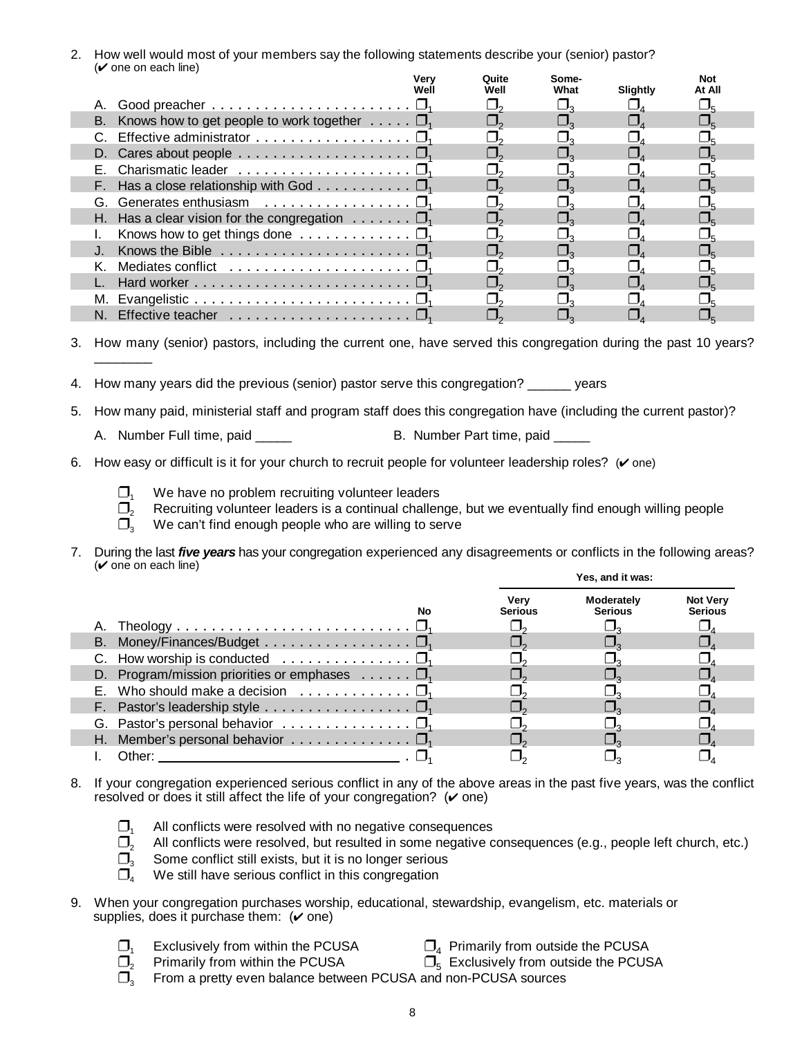2. How well would most of your members say the following statements describe your (senior) pastor? (✔ one on each line)

| | Very Well | Quite Well | Some-What | Slightly | Not At All |
|---|---|---|---|---|---|
| A. Good preacher | ❒1 | ❒2 | ❒3 | ❒4 | ❒5 |
| B. Knows how to get people to work together | ❒1 | ❒2 | ❒3 | ❒4 | ❒5 |
| C. Effective administrator | ❒1 | ❒2 | ❒3 | ❒4 | ❒5 |
| D. Cares about people | ❒1 | ❒2 | ❒3 | ❒4 | ❒5 |
| E. Charismatic leader | ❒1 | ❒2 | ❒3 | ❒4 | ❒5 |
| F. Has a close relationship with God | ❒1 | ❒2 | ❒3 | ❒4 | ❒5 |
| G. Generates enthusiasm | ❒1 | ❒2 | ❒3 | ❒4 | ❒5 |
| H. Has a clear vision for the congregation | ❒1 | ❒2 | ❒3 | ❒4 | ❒5 |
| I. Knows how to get things done | ❒1 | ❒2 | ❒3 | ❒4 | ❒5 |
| J. Knows the Bible | ❒1 | ❒2 | ❒3 | ❒4 | ❒5 |
| K. Mediates conflict | ❒1 | ❒2 | ❒3 | ❒4 | ❒5 |
| L. Hard worker | ❒1 | ❒2 | ❒3 | ❒4 | ❒5 |
| M. Evangelistic | ❒1 | ❒2 | ❒3 | ❒4 | ❒5 |
| N. Effective teacher | ❒1 | ❒2 | ❒3 | ❒4 | ❒5 |

3. How many (senior) pastors, including the current one, have served this congregation during the past 10 years? ________

4. How many years did the previous (senior) pastor serve this congregation? ______ years

5. How many paid, ministerial staff and program staff does this congregation have (including the current pastor)?

   A. Number Full time, paid _____  B. Number Part time, paid _____

6. How easy or difficult is it for your church to recruit people for volunteer leadership roles? (✔ one)

   - ❒1 We have no problem recruiting volunteer leaders
   - ❒2 Recruiting volunteer leaders is a continual challenge, but we eventually find enough willing people
   - ❒3 We can't find enough people who are willing to serve

7. During the last ***five years*** has your congregation experienced any disagreements or conflicts in the following areas? (✔ one on each line)

| | | Yes, and it was: | | |
|---|---|---|---|---|
| | No | Very Serious | Moderately Serious | Not Very Serious |
| A. Theology | ❒1 | ❒2 | ❒3 | ❒4 |
| B. Money/Finances/Budget | ❒1 | ❒2 | ❒3 | ❒4 |
| C. How worship is conducted | ❒1 | ❒2 | ❒3 | ❒4 |
| D. Program/mission priorities or emphases | ❒1 | ❒2 | ❒3 | ❒4 |
| E. Who should make a decision | ❒1 | ❒2 | ❒3 | ❒4 |
| F. Pastor's leadership style | ❒1 | ❒2 | ❒3 | ❒4 |
| G. Pastor's personal behavior | ❒1 | ❒2 | ❒3 | ❒4 |
| H. Member's personal behavior | ❒1 | ❒2 | ❒3 | ❒4 |
| I. Other: ______________________________ | ❒1 | ❒2 | ❒3 | ❒4 |

8. If your congregation experienced serious conflict in any of the above areas in the past five years, was the conflict resolved or does it still affect the life of your congregation? (✔ one)

   - ❒1 All conflicts were resolved with no negative consequences
   - ❒2 All conflicts were resolved, but resulted in some negative consequences (e.g., people left church, etc.)
   - ❒3 Some conflict still exists, but it is no longer serious
   - ❒4 We still have serious conflict in this congregation

9. When your congregation purchases worship, educational, stewardship, evangelism, etc. materials or supplies, does it purchase them: (✔ one)

   - ❒1 Exclusively from within the PCUSA
   - ❒2 Primarily from within the PCUSA
   - ❒3 From a pretty even balance between PCUSA and non-PCUSA sources
   - ❒4 Primarily from outside the PCUSA
   - ❒5 Exclusively from outside the PCUSA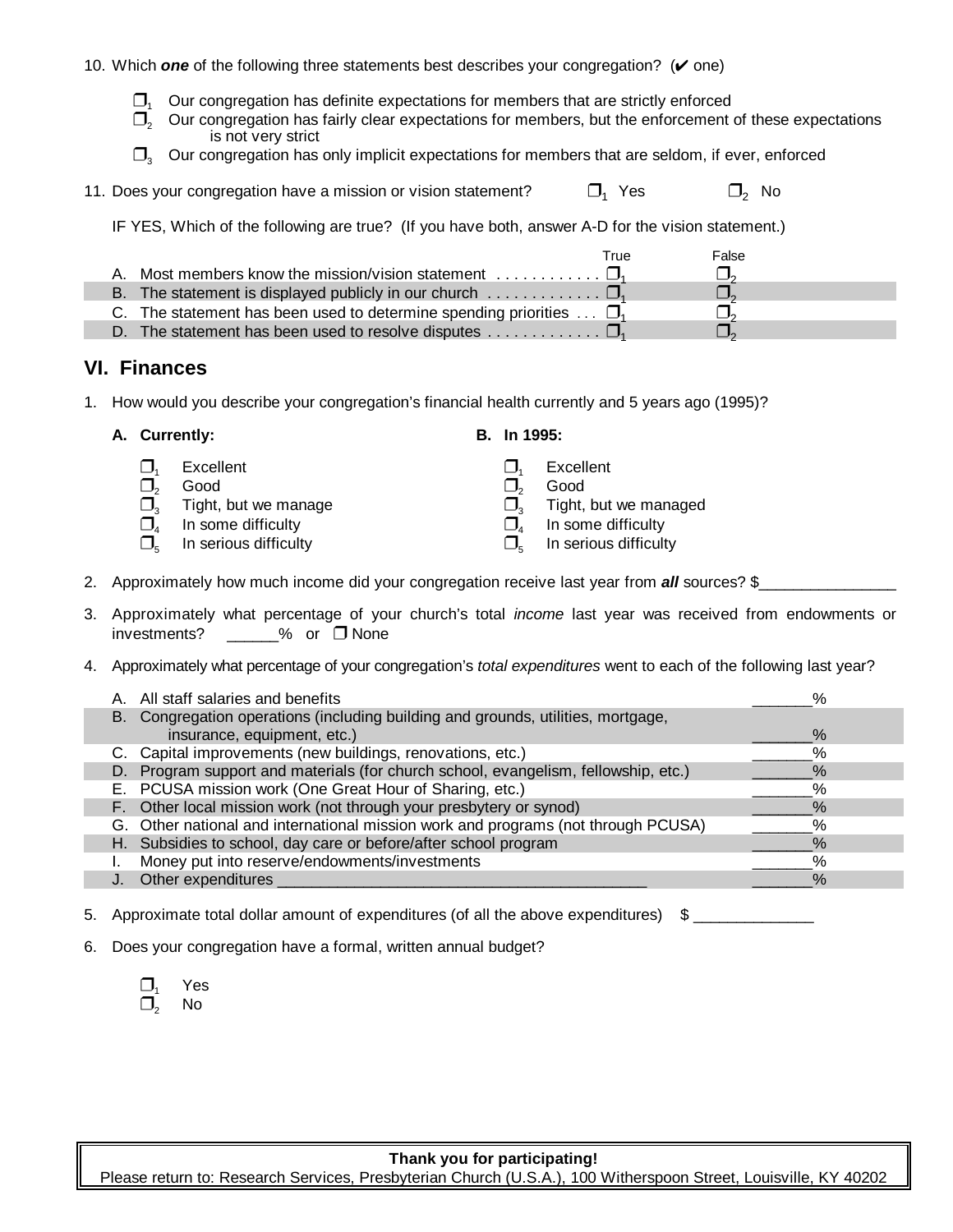10. Which ***one*** of the following three statements best describes your congregation? (✔ one)

    ❒[1] Our congregation has definite expectations for members that are strictly enforced
    ❒[2] Our congregation has fairly clear expectations for members, but the enforcement of these expectations is not very strict
    ❒[3] Our congregation has only implicit expectations for members that are seldom, if ever, enforced

11. Does your congregation have a mission or vision statement? ❒[1] Yes ❒[2] No

    IF YES, Which of the following are true? (If you have both, answer A-D for the vision statement.)

| | True | False |
|---|---|---|
| A. Most members know the mission/vision statement . . . . . . . . . . . . | ❒[1] | ❒[2] |
| B. The statement is displayed publicly in our church . . . . . . . . . . . . . | ❒[1] | ❒[2] |
| C. The statement has been used to determine spending priorities . . . | ❒[1] | ❒[2] |
| D. The statement has been used to resolve disputes . . . . . . . . . . . . . | ❒[1] | ❒[2] |

## VI. Finances

1. How would you describe your congregation's financial health currently and 5 years ago (1995)?

   **A. Currently:**

   ❒[1] Excellent
   ❒[2] Good
   ❒[3] Tight, but we manage
   ❒[4] In some difficulty
   ❒[5] In serious difficulty

   **B. In 1995:**

   ❒[1] Excellent
   ❒[2] Good
   ❒[3] Tight, but we managed
   ❒[4] In some difficulty
   ❒[5] In serious difficulty

2. Approximately how much income did your congregation receive last year from ***all*** sources? $________________

3. Approximately what percentage of your church's total *income* last year was received from endowments or investments? ______% or ❒ None

4. Approximately what percentage of your congregation's *total expenditures* went to each of the following last year?

| | |
|---|---|
| A. All staff salaries and benefits | _______% |
| B. Congregation operations (including building and grounds, utilities, mortgage, insurance, equipment, etc.) | _______% |
| C. Capital improvements (new buildings, renovations, etc.) | _______% |
| D. Program support and materials (for church school, evangelism, fellowship, etc.) | _______% |
| E. PCUSA mission work (One Great Hour of Sharing, etc.) | _______% |
| F. Other local mission work (not through your presbytery or synod) | _______% |
| G. Other national and international mission work and programs (not through PCUSA) | _______% |
| H. Subsidies to school, day care or before/after school program | _______% |
| I. Money put into reserve/endowments/investments | _______% |
| J. Other expenditures ___________________________________________ | _______% |

5. Approximate total dollar amount of expenditures (of all the above expenditures) $ ______________

6. Does your congregation have a formal, written annual budget?

   ❒[1] Yes
   ❒[2] No

**Thank you for participating!**
Please return to: Research Services, Presbyterian Church (U.S.A.), 100 Witherspoon Street, Louisville, KY 40202